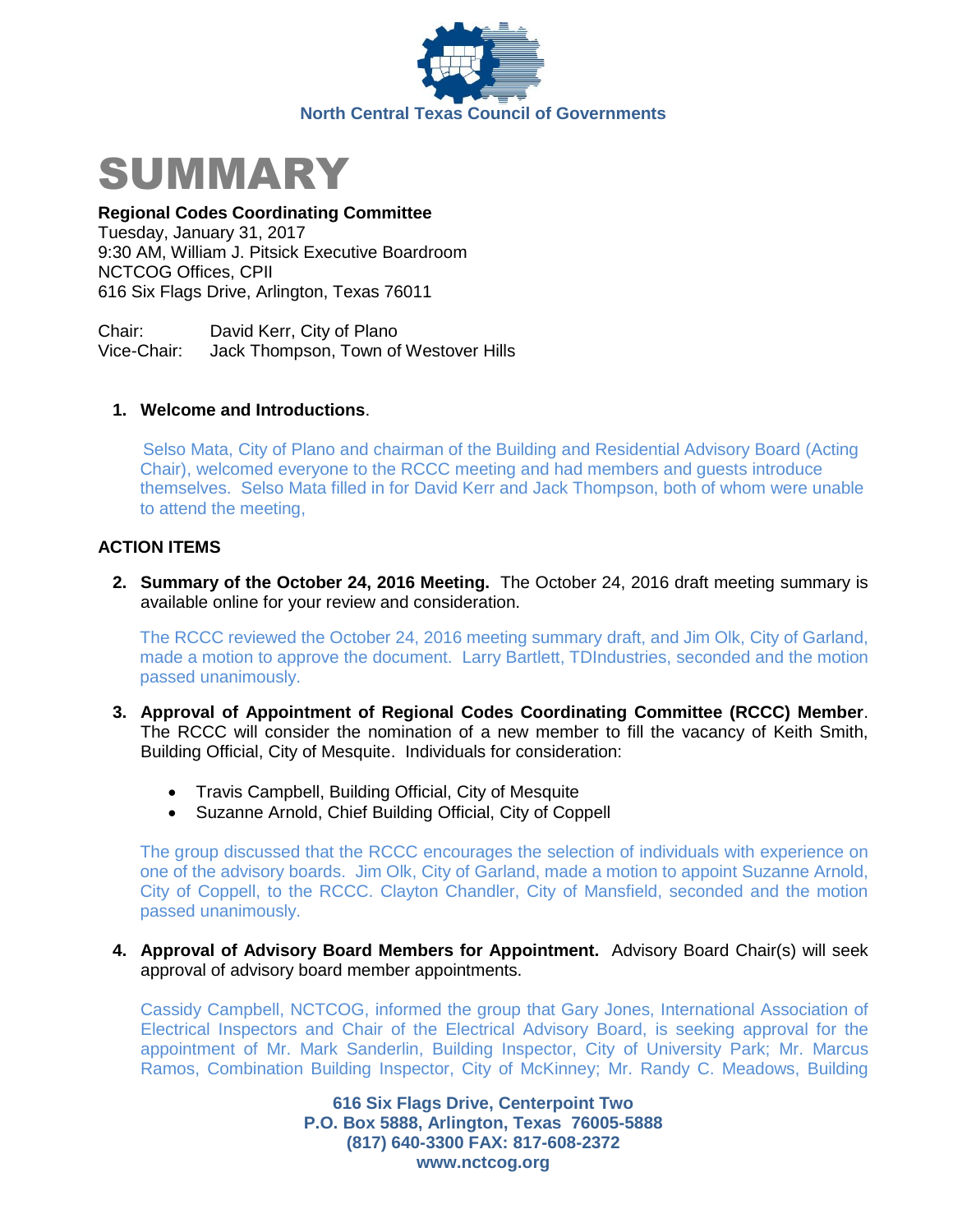North Central Texas Council of Governments

# SUMMARY

**Regional Codes Coordinating Committee**
Tuesday, January 31, 2017
9:30 AM, William J. Pitsick Executive Boardroom
NCTCOG Offices, CPII
616 Six Flags Drive, Arlington, Texas 76011

Chair: David Kerr, City of Plano
Vice-Chair: Jack Thompson, Town of Westover Hills

1. **Welcome and Introductions**.

   Selso Mata, City of Plano and chairman of the Building and Residential Advisory Board (Acting Chair), welcomed everyone to the RCCC meeting and had members and guests introduce themselves. Selso Mata filled in for David Kerr and Jack Thompson, both of whom were unable to attend the meeting,

**ACTION ITEMS**

2. **Summary of the October 24, 2016 Meeting.** The October 24, 2016 draft meeting summary is available online for your review and consideration.

   The RCCC reviewed the October 24, 2016 meeting summary draft, and Jim Olk, City of Garland, made a motion to approve the document. Larry Bartlett, TDIndustries, seconded and the motion passed unanimously.

3. **Approval of Appointment of Regional Codes Coordinating Committee (RCCC) Member**. The RCCC will consider the nomination of a new member to fill the vacancy of Keith Smith, Building Official, City of Mesquite. Individuals for consideration:

   - Travis Campbell, Building Official, City of Mesquite
   - Suzanne Arnold, Chief Building Official, City of Coppell

   The group discussed that the RCCC encourages the selection of individuals with experience on one of the advisory boards. Jim Olk, City of Garland, made a motion to appoint Suzanne Arnold, City of Coppell, to the RCCC. Clayton Chandler, City of Mansfield, seconded and the motion passed unanimously.

4. **Approval of Advisory Board Members for Appointment.** Advisory Board Chair(s) will seek approval of advisory board member appointments.

   Cassidy Campbell, NCTCOG, informed the group that Gary Jones, International Association of Electrical Inspectors and Chair of the Electrical Advisory Board, is seeking approval for the appointment of Mr. Mark Sanderlin, Building Inspector, City of University Park; Mr. Marcus Ramos, Combination Building Inspector, City of McKinney; Mr. Randy C. Meadows, Building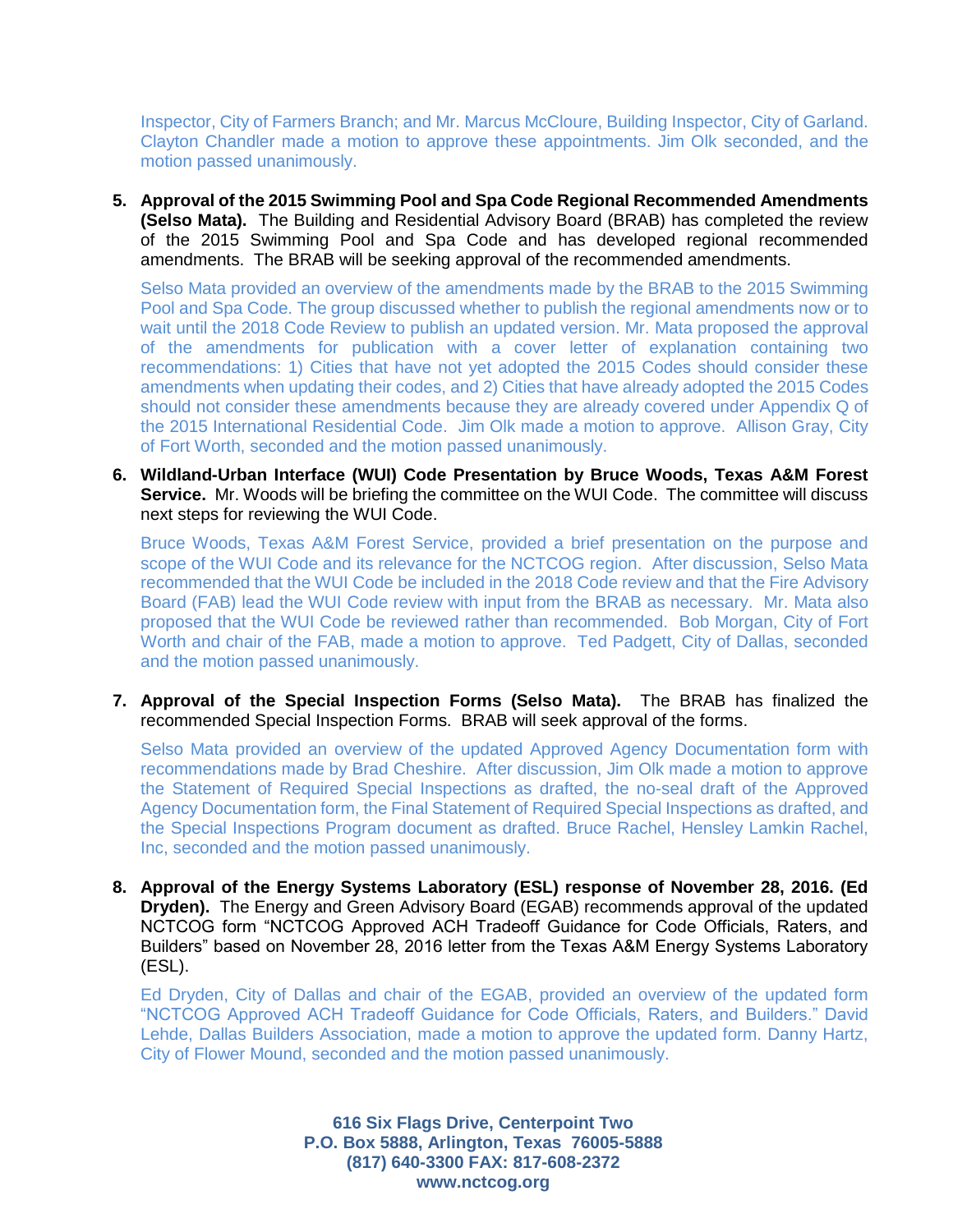Inspector, City of Farmers Branch; and Mr. Marcus McCloure, Building Inspector, City of Garland. Clayton Chandler made a motion to approve these appointments. Jim Olk seconded, and the motion passed unanimously.

5. **Approval of the 2015 Swimming Pool and Spa Code Regional Recommended Amendments (Selso Mata).** The Building and Residential Advisory Board (BRAB) has completed the review of the 2015 Swimming Pool and Spa Code and has developed regional recommended amendments. The BRAB will be seeking approval of the recommended amendments.

   Selso Mata provided an overview of the amendments made by the BRAB to the 2015 Swimming Pool and Spa Code. The group discussed whether to publish the regional amendments now or to wait until the 2018 Code Review to publish an updated version. Mr. Mata proposed the approval of the amendments for publication with a cover letter of explanation containing two recommendations: 1) Cities that have not yet adopted the 2015 Codes should consider these amendments when updating their codes, and 2) Cities that have already adopted the 2015 Codes should not consider these amendments because they are already covered under Appendix Q of the 2015 International Residential Code. Jim Olk made a motion to approve. Allison Gray, City of Fort Worth, seconded and the motion passed unanimously.

6. **Wildland-Urban Interface (WUI) Code Presentation by Bruce Woods, Texas A&M Forest Service.** Mr. Woods will be briefing the committee on the WUI Code. The committee will discuss next steps for reviewing the WUI Code.

   Bruce Woods, Texas A&M Forest Service, provided a brief presentation on the purpose and scope of the WUI Code and its relevance for the NCTCOG region. After discussion, Selso Mata recommended that the WUI Code be included in the 2018 Code review and that the Fire Advisory Board (FAB) lead the WUI Code review with input from the BRAB as necessary. Mr. Mata also proposed that the WUI Code be reviewed rather than recommended. Bob Morgan, City of Fort Worth and chair of the FAB, made a motion to approve. Ted Padgett, City of Dallas, seconded and the motion passed unanimously.

7. **Approval of the Special Inspection Forms (Selso Mata).** The BRAB has finalized the recommended Special Inspection Forms. BRAB will seek approval of the forms.

   Selso Mata provided an overview of the updated Approved Agency Documentation form with recommendations made by Brad Cheshire. After discussion, Jim Olk made a motion to approve the Statement of Required Special Inspections as drafted, the no-seal draft of the Approved Agency Documentation form, the Final Statement of Required Special Inspections as drafted, and the Special Inspections Program document as drafted. Bruce Rachel, Hensley Lamkin Rachel, Inc, seconded and the motion passed unanimously.

8. **Approval of the Energy Systems Laboratory (ESL) response of November 28, 2016. (Ed Dryden).** The Energy and Green Advisory Board (EGAB) recommends approval of the updated NCTCOG form "NCTCOG Approved ACH Tradeoff Guidance for Code Officials, Raters, and Builders" based on November 28, 2016 letter from the Texas A&M Energy Systems Laboratory (ESL).

   Ed Dryden, City of Dallas and chair of the EGAB, provided an overview of the updated form "NCTCOG Approved ACH Tradeoff Guidance for Code Officials, Raters, and Builders." David Lehde, Dallas Builders Association, made a motion to approve the updated form. Danny Hartz, City of Flower Mound, seconded and the motion passed unanimously.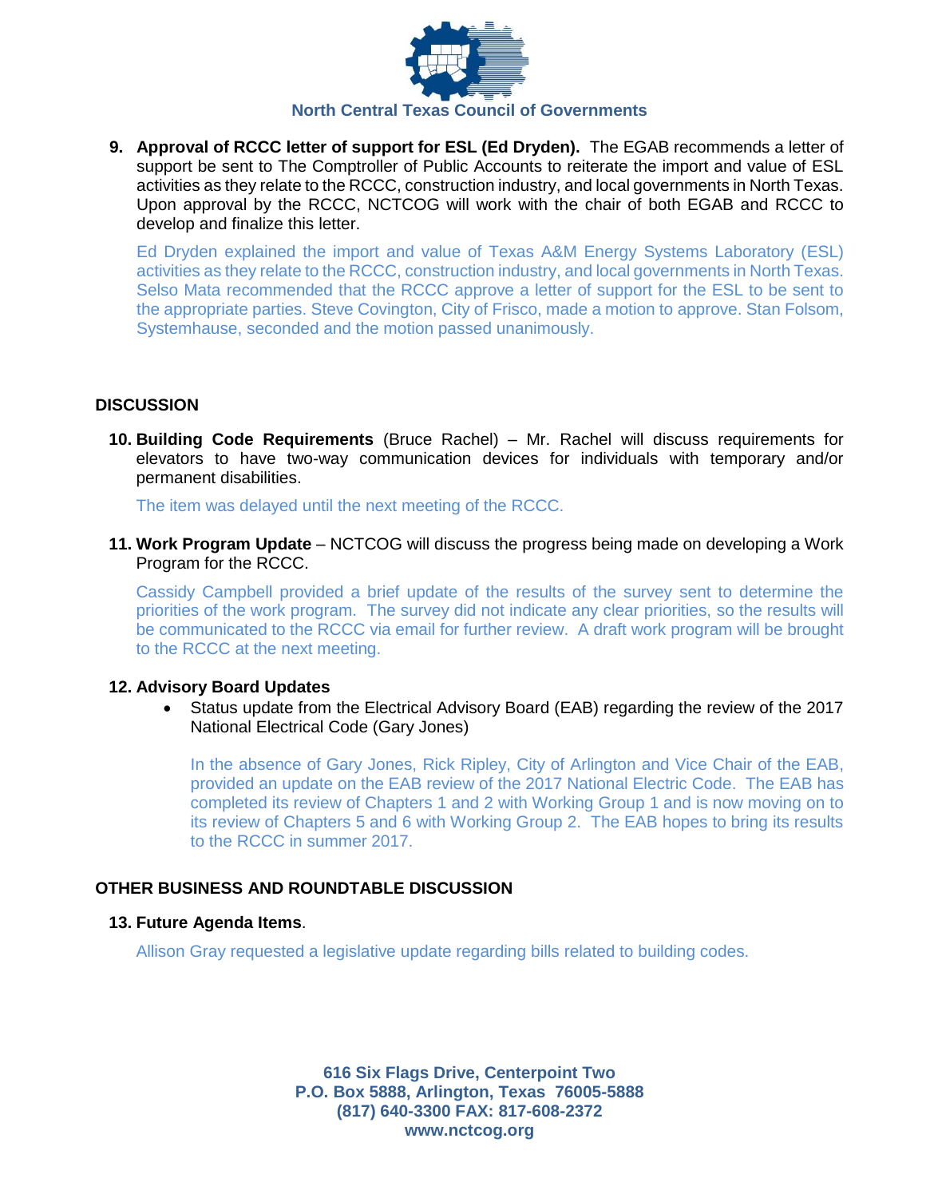**9. Approval of RCCC letter of support for ESL (Ed Dryden).** The EGAB recommends a letter of support be sent to The Comptroller of Public Accounts to reiterate the import and value of ESL activities as they relate to the RCCC, construction industry, and local governments in North Texas. Upon approval by the RCCC, NCTCOG will work with the chair of both EGAB and RCCC to develop and finalize this letter.

Ed Dryden explained the import and value of Texas A&M Energy Systems Laboratory (ESL) activities as they relate to the RCCC, construction industry, and local governments in North Texas. Selso Mata recommended that the RCCC approve a letter of support for the ESL to be sent to the appropriate parties. Steve Covington, City of Frisco, made a motion to approve. Stan Folsom, Systemhause, seconded and the motion passed unanimously.

## DISCUSSION

**10. Building Code Requirements** (Bruce Rachel) – Mr. Rachel will discuss requirements for elevators to have two-way communication devices for individuals with temporary and/or permanent disabilities.

The item was delayed until the next meeting of the RCCC.

**11. Work Program Update** – NCTCOG will discuss the progress being made on developing a Work Program for the RCCC.

Cassidy Campbell provided a brief update of the results of the survey sent to determine the priorities of the work program. The survey did not indicate any clear priorities, so the results will be communicated to the RCCC via email for further review. A draft work program will be brought to the RCCC at the next meeting.

**12. Advisory Board Updates**

- Status update from the Electrical Advisory Board (EAB) regarding the review of the 2017 National Electrical Code (Gary Jones)

  In the absence of Gary Jones, Rick Ripley, City of Arlington and Vice Chair of the EAB, provided an update on the EAB review of the 2017 National Electric Code. The EAB has completed its review of Chapters 1 and 2 with Working Group 1 and is now moving on to its review of Chapters 5 and 6 with Working Group 2. The EAB hopes to bring its results to the RCCC in summer 2017.

## OTHER BUSINESS AND ROUNDTABLE DISCUSSION

**13. Future Agenda Items**.

Allison Gray requested a legislative update regarding bills related to building codes.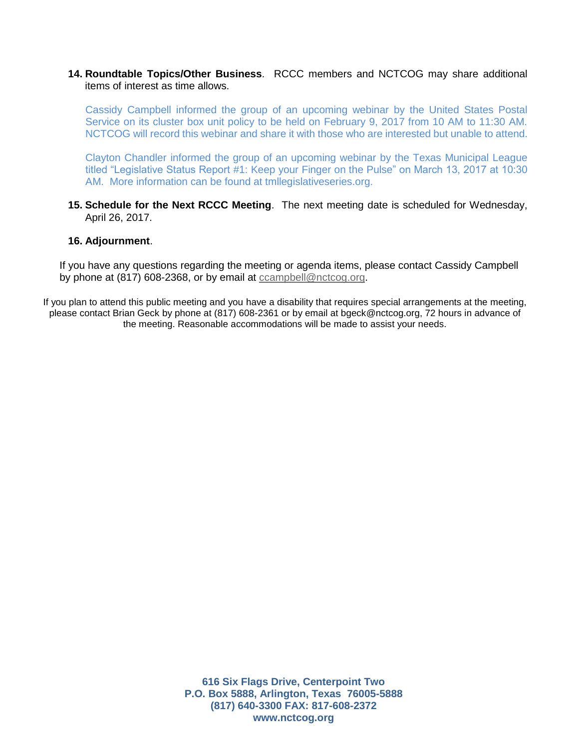14. **Roundtable Topics/Other Business**. RCCC members and NCTCOG may share additional items of interest as time allows.

    Cassidy Campbell informed the group of an upcoming webinar by the United States Postal Service on its cluster box unit policy to be held on February 9, 2017 from 10 AM to 11:30 AM. NCTCOG will record this webinar and share it with those who are interested but unable to attend.

    Clayton Chandler informed the group of an upcoming webinar by the Texas Municipal League titled "Legislative Status Report #1: Keep your Finger on the Pulse" on March 13, 2017 at 10:30 AM. More information can be found at tmllegislativeseries.org.

15. **Schedule for the Next RCCC Meeting**. The next meeting date is scheduled for Wednesday, April 26, 2017.

16. **Adjournment**.

If you have any questions regarding the meeting or agenda items, please contact Cassidy Campbell by phone at (817) 608-2368, or by email at ccampbell@nctcog.org.

If you plan to attend this public meeting and you have a disability that requires special arrangements at the meeting, please contact Brian Geck by phone at (817) 608-2361 or by email at bgeck@nctcog.org, 72 hours in advance of the meeting. Reasonable accommodations will be made to assist your needs.

**616 Six Flags Drive, Centerpoint Two**
**P.O. Box 5888, Arlington, Texas 76005-5888**
**(817) 640-3300 FAX: 817-608-2372**
**www.nctcog.org**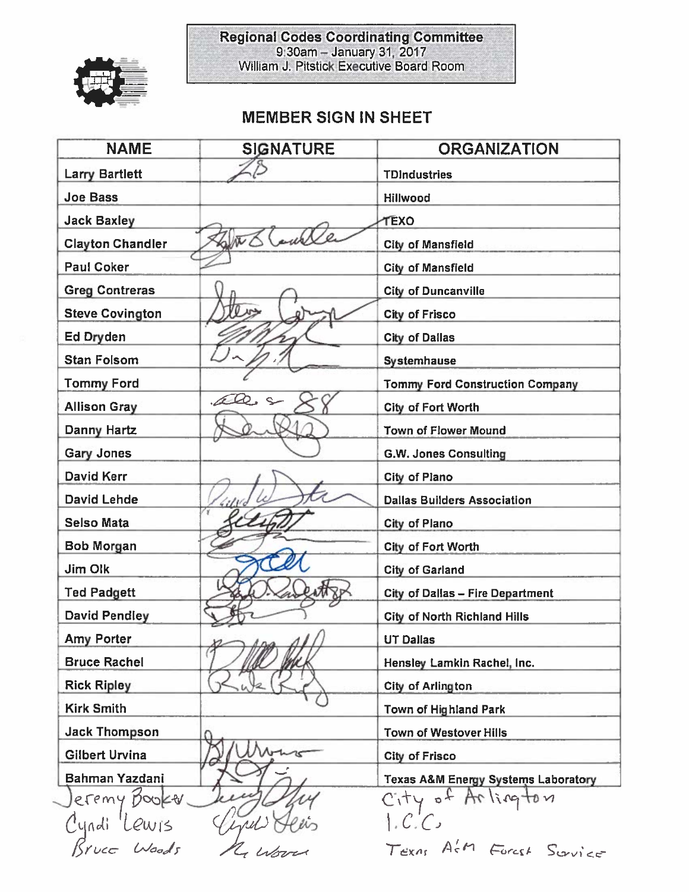**Regional Codes Coordinating Committee**
9:30am – January 31, 2017
William J. Pitstick Executive Board Room

## MEMBER SIGN IN SHEET

| NAME | SIGNATURE | ORGANIZATION |
|---|---|---|
| Larry Bartlett | LB | TDIndustries |
| Joe Bass | | Hillwood |
| Jack Baxley | | TEXO |
| Clayton Chandler | Clayton Chandler | City of Mansfield |
| Paul Coker | | City of Mansfield |
| Greg Contreras | | City of Duncanville |
| Steve Covington | Steve Covington | City of Frisco |
| Ed Dryden | [signature] | City of Dallas |
| Stan Folsom | [signature] | Systemhause |
| Tommy Ford | | Tommy Ford Construction Company |
| Allison Gray | [signature] | City of Fort Worth |
| Danny Hartz | [signature] | Town of Flower Mound |
| Gary Jones | | G.W. Jones Consulting |
| David Kerr | | City of Plano |
| David Lehde | David Lehde | Dallas Builders Association |
| Selso Mata | [signature] | City of Plano |
| Bob Morgan | [signature] | City of Fort Worth |
| Jim Olk | [signature] | City of Garland |
| Ted Padgett | Ted Padgett | City of Dallas – Fire Department |
| David Pendley | [signature] | City of North Richland Hills |
| Amy Porter | | UT Dallas |
| Bruce Rachel | [signature] | Hensley Lamkin Rachel, Inc. |
| Rick Ripley | Rick Ripley | City of Arlington |
| Kirk Smith | | Town of Highland Park |
| Jack Thompson | | Town of Westover Hills |
| Gilbert Urvina | [signature] | City of Frisco |
| Bahman Yazdani | [signature] | Texas A&M Energy Systems Laboratory |
| Jeremy Booker | [signature] | City of Arlington |
| Cyndi Lewis | Cyndi Lewis | I.C.C. |
| Bruce Woods | [signature] | Texas A&M Forest Service |